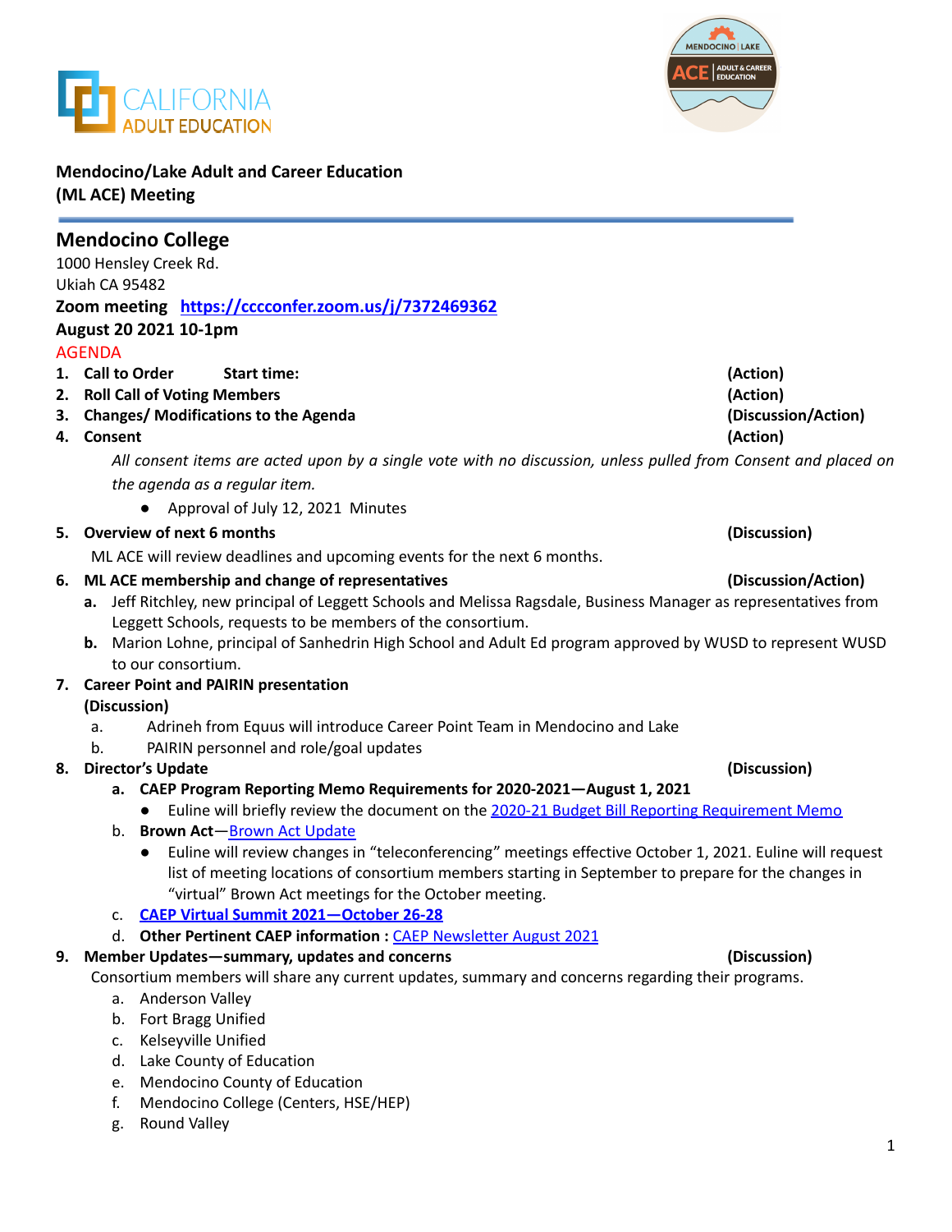**Mendocino/Lake Adult and Career Education (ML ACE) Meeting**

## Mendocino College

1000 Hensley Creek Rd.
Ukiah CA 95482

**Zoom meeting [https://cccconfer.zoom.us/j/7372469362](https://cccconfer.zoom.us/j/7372469362)**

**August 20 2021 10-1pm**

AGENDA

1. **Call to Order Start time: (Action)**
2. **Roll Call of Voting Members (Action)**
3. **Changes/ Modifications to the Agenda (Discussion/Action)**
4. **Consent (Action)**

   *All consent items are acted upon by a single vote with no discussion, unless pulled from Consent and placed on the agenda as a regular item.*

   - Approval of July 12, 2021 Minutes

5. **Overview of next 6 months (Discussion)**

   ML ACE will review deadlines and upcoming events for the next 6 months.

6. **ML ACE membership and change of representatives (Discussion/Action)**
   - **a.** Jeff Ritchley, new principal of Leggett Schools and Melissa Ragsdale, Business Manager as representatives from Leggett Schools, requests to be members of the consortium.
   - **b.** Marion Lohne, principal of Sanhedrin High School and Adult Ed program approved by WUSD to represent WUSD to our consortium.

7. **Career Point and PAIRIN presentation (Discussion)**
   - a. Adrineh from Equus will introduce Career Point Team in Mendocino and Lake
   - b. PAIRIN personnel and role/goal updates

8. **Director's Update (Discussion)**
   - **a. CAEP Program Reporting Memo Requirements for 2020-2021—August 1, 2021**
     - Euline will briefly review the document on the 2020-21 Budget Bill Reporting Requirement Memo
   - b. **Brown Act**—Brown Act Update
     - Euline will review changes in "teleconferencing" meetings effective October 1, 2021. Euline will request list of meeting locations of consortium members starting in September to prepare for the changes in "virtual" Brown Act meetings for the October meeting.
   - c. **CAEP Virtual Summit 2021—October 26-28**
   - d. **Other Pertinent CAEP information :** CAEP Newsletter August 2021

9. **Member Updates—summary, updates and concerns (Discussion)**

   Consortium members will share any current updates, summary and concerns regarding their programs.
   - a. Anderson Valley
   - b. Fort Bragg Unified
   - c. Kelseyville Unified
   - d. Lake County of Education
   - e. Mendocino County of Education
   - f. Mendocino College (Centers, HSE/HEP)
   - g. Round Valley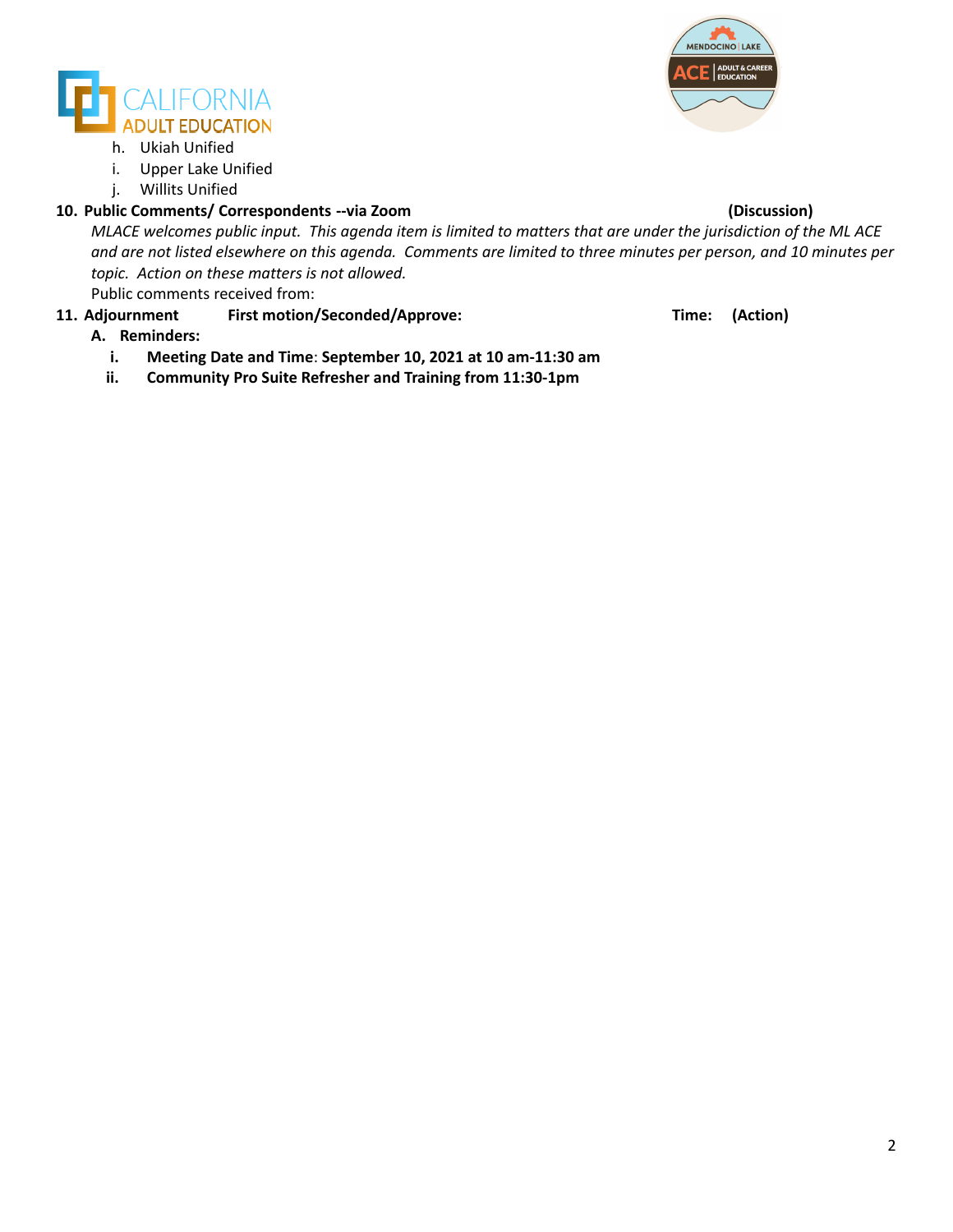h. Ukiah Unified
   i. Upper Lake Unified
   j. Willits Unified

**10. Public Comments/ Correspondents --via Zoom (Discussion)**

*MLACE welcomes public input. This agenda item is limited to matters that are under the jurisdiction of the ML ACE and are not listed elsewhere on this agenda. Comments are limited to three minutes per person, and 10 minutes per topic. Action on these matters is not allowed.*

Public comments received from:

**11. Adjournment First motion/Seconded/Approve: Time: (Action)**

**A. Reminders:**

   **i. Meeting Date and Time**: **September 10, 2021 at 10 am-11:30 am**
   
   **ii. Community Pro Suite Refresher and Training from 11:30-1pm**